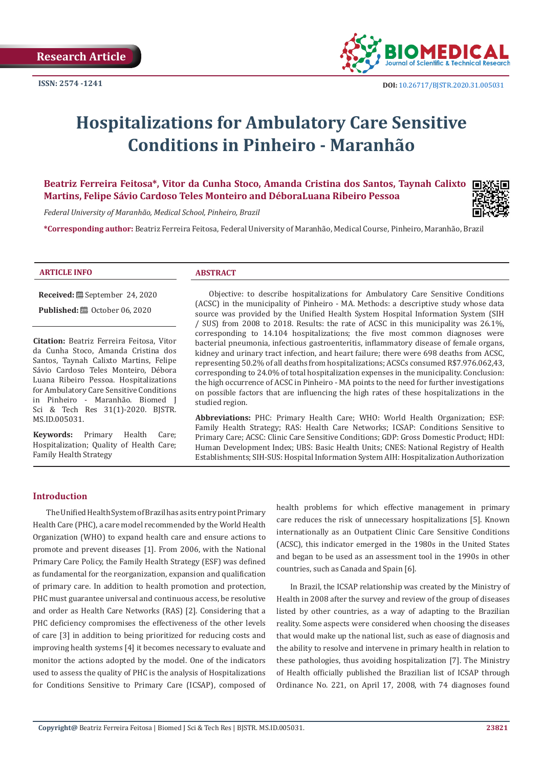Research Article

ISSN: 2574 -1241

DOI: 10.26717/BJSTR.2020.31.005031

# Hospitalizations for Ambulatory Care Sensitive Conditions in Pinheiro - Maranhão

**Beatriz Ferreira Feitosa\*, Vitor da Cunha Stoco, Amanda Cristina dos Santos, Taynah Calixto Martins, Felipe Sávio Cardoso Teles Monteiro and DéboraLuana Ribeiro Pessoa**

*Federal University of Maranhão, Medical School, Pinheiro, Brazil*

**\*Corresponding author:** Beatriz Ferreira Feitosa, Federal University of Maranhão, Medical Course, Pinheiro, Maranhão, Brazil

## ARTICLE INFO

**Received:** September 24, 2020

**Published:** October 06, 2020

**Citation:** Beatriz Ferreira Feitosa, Vitor da Cunha Stoco, Amanda Cristina dos Santos, Taynah Calixto Martins, Felipe Sávio Cardoso Teles Monteiro, Débora Luana Ribeiro Pessoa. Hospitalizations for Ambulatory Care Sensitive Conditions in Pinheiro - Maranhão. Biomed J Sci & Tech Res 31(1)-2020. BJSTR. MS.ID.005031.

**Keywords:** Primary Health Care; Hospitalization; Quality of Health Care; Family Health Strategy

## ABSTRACT

Objective: to describe hospitalizations for Ambulatory Care Sensitive Conditions (ACSC) in the municipality of Pinheiro - MA. Methods: a descriptive study whose data source was provided by the Unified Health System Hospital Information System (SIH / SUS) from 2008 to 2018. Results: the rate of ACSC in this municipality was 26.1%, corresponding to 14.104 hospitalizations; the five most common diagnoses were bacterial pneumonia, infectious gastroenteritis, inflammatory disease of female organs, kidney and urinary tract infection, and heart failure; there were 698 deaths from ACSC, representing 50.2% of all deaths from hospitalizations; ACSCs consumed R$7.976.062,43, corresponding to 24.0% of total hospitalization expenses in the municipality. Conclusion: the high occurrence of ACSC in Pinheiro - MA points to the need for further investigations on possible factors that are influencing the high rates of these hospitalizations in the studied region.

**Abbreviations:** PHC: Primary Health Care; WHO: World Health Organization; ESF: Family Health Strategy; RAS: Health Care Networks; ICSAP: Conditions Sensitive to Primary Care; ACSC: Clinic Care Sensitive Conditions; GDP: Gross Domestic Product; HDI: Human Development Index; UBS: Basic Health Units; CNES: National Registry of Health Establishments; SIH-SUS: Hospital Information System AIH: Hospitalization Authorization

## Introduction

The Unified Health System of Brazil has as its entry point Primary Health Care (PHC), a care model recommended by the World Health Organization (WHO) to expand health care and ensure actions to promote and prevent diseases [1]. From 2006, with the National Primary Care Policy, the Family Health Strategy (ESF) was defined as fundamental for the reorganization, expansion and qualification of primary care. In addition to health promotion and protection, PHC must guarantee universal and continuous access, be resolutive and order as Health Care Networks (RAS) [2]. Considering that a PHC deficiency compromises the effectiveness of the other levels of care [3] in addition to being prioritized for reducing costs and improving health systems [4] it becomes necessary to evaluate and monitor the actions adopted by the model. One of the indicators used to assess the quality of PHC is the analysis of Hospitalizations for Conditions Sensitive to Primary Care (ICSAP), composed of health problems for which effective management in primary care reduces the risk of unnecessary hospitalizations [5]. Known internationally as an Outpatient Clinic Care Sensitive Conditions (ACSC), this indicator emerged in the 1980s in the United States and began to be used as an assessment tool in the 1990s in other countries, such as Canada and Spain [6].

In Brazil, the ICSAP relationship was created by the Ministry of Health in 2008 after the survey and review of the group of diseases listed by other countries, as a way of adapting to the Brazilian reality. Some aspects were considered when choosing the diseases that would make up the national list, such as ease of diagnosis and the ability to resolve and intervene in primary health in relation to these pathologies, thus avoiding hospitalization [7]. The Ministry of Health officially published the Brazilian list of ICSAP through Ordinance No. 221, on April 17, 2008, with 74 diagnoses found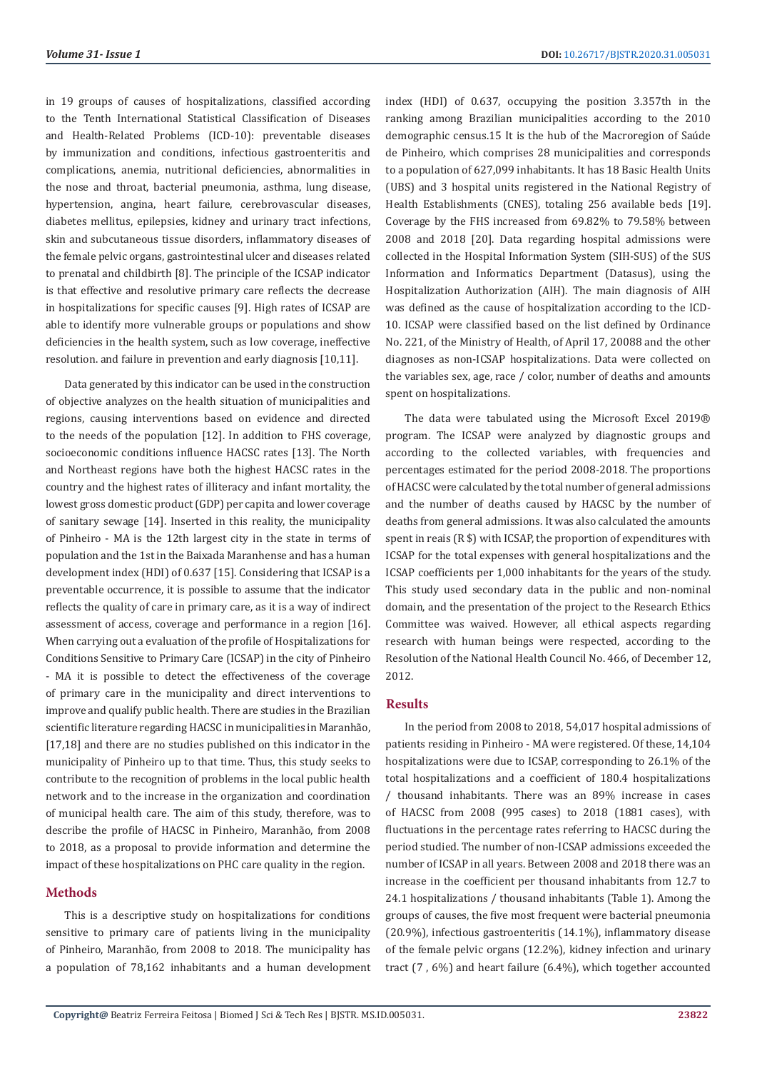in 19 groups of causes of hospitalizations, classified according to the Tenth International Statistical Classification of Diseases and Health-Related Problems (ICD-10): preventable diseases by immunization and conditions, infectious gastroenteritis and complications, anemia, nutritional deficiencies, abnormalities in the nose and throat, bacterial pneumonia, asthma, lung disease, hypertension, angina, heart failure, cerebrovascular diseases, diabetes mellitus, epilepsies, kidney and urinary tract infections, skin and subcutaneous tissue disorders, inflammatory diseases of the female pelvic organs, gastrointestinal ulcer and diseases related to prenatal and childbirth [8]. The principle of the ICSAP indicator is that effective and resolutive primary care reflects the decrease in hospitalizations for specific causes [9]. High rates of ICSAP are able to identify more vulnerable groups or populations and show deficiencies in the health system, such as low coverage, ineffective resolution. and failure in prevention and early diagnosis [10,11].

Data generated by this indicator can be used in the construction of objective analyzes on the health situation of municipalities and regions, causing interventions based on evidence and directed to the needs of the population [12]. In addition to FHS coverage, socioeconomic conditions influence HACSC rates [13]. The North and Northeast regions have both the highest HACSC rates in the country and the highest rates of illiteracy and infant mortality, the lowest gross domestic product (GDP) per capita and lower coverage of sanitary sewage [14]. Inserted in this reality, the municipality of Pinheiro - MA is the 12th largest city in the state in terms of population and the 1st in the Baixada Maranhense and has a human development index (HDI) of 0.637 [15]. Considering that ICSAP is a preventable occurrence, it is possible to assume that the indicator reflects the quality of care in primary care, as it is a way of indirect assessment of access, coverage and performance in a region [16]. When carrying out a evaluation of the profile of Hospitalizations for Conditions Sensitive to Primary Care (ICSAP) in the city of Pinheiro - MA it is possible to detect the effectiveness of the coverage of primary care in the municipality and direct interventions to improve and qualify public health. There are studies in the Brazilian scientific literature regarding HACSC in municipalities in Maranhão, [17,18] and there are no studies published on this indicator in the municipality of Pinheiro up to that time. Thus, this study seeks to contribute to the recognition of problems in the local public health network and to the increase in the organization and coordination of municipal health care. The aim of this study, therefore, was to describe the profile of HACSC in Pinheiro, Maranhão, from 2008 to 2018, as a proposal to provide information and determine the impact of these hospitalizations on PHC care quality in the region.

## Methods

This is a descriptive study on hospitalizations for conditions sensitive to primary care of patients living in the municipality of Pinheiro, Maranhão, from 2008 to 2018. The municipality has a population of 78,162 inhabitants and a human development index (HDI) of 0.637, occupying the position 3.357th in the ranking among Brazilian municipalities according to the 2010 demographic census.15 It is the hub of the Macroregion of Saúde de Pinheiro, which comprises 28 municipalities and corresponds to a population of 627,099 inhabitants. It has 18 Basic Health Units (UBS) and 3 hospital units registered in the National Registry of Health Establishments (CNES), totaling 256 available beds [19]. Coverage by the FHS increased from 69.82% to 79.58% between 2008 and 2018 [20]. Data regarding hospital admissions were collected in the Hospital Information System (SIH-SUS) of the SUS Information and Informatics Department (Datasus), using the Hospitalization Authorization (AIH). The main diagnosis of AIH was defined as the cause of hospitalization according to the ICD-10. ICSAP were classified based on the list defined by Ordinance No. 221, of the Ministry of Health, of April 17, 20088 and the other diagnoses as non-ICSAP hospitalizations. Data were collected on the variables sex, age, race / color, number of deaths and amounts spent on hospitalizations.

The data were tabulated using the Microsoft Excel 2019® program. The ICSAP were analyzed by diagnostic groups and according to the collected variables, with frequencies and percentages estimated for the period 2008-2018. The proportions of HACSC were calculated by the total number of general admissions and the number of deaths caused by HACSC by the number of deaths from general admissions. It was also calculated the amounts spent in reais (R $) with ICSAP, the proportion of expenditures with ICSAP for the total expenses with general hospitalizations and the ICSAP coefficients per 1,000 inhabitants for the years of the study. This study used secondary data in the public and non-nominal domain, and the presentation of the project to the Research Ethics Committee was waived. However, all ethical aspects regarding research with human beings were respected, according to the Resolution of the National Health Council No. 466, of December 12, 2012.

## Results

In the period from 2008 to 2018, 54,017 hospital admissions of patients residing in Pinheiro - MA were registered. Of these, 14,104 hospitalizations were due to ICSAP, corresponding to 26.1% of the total hospitalizations and a coefficient of 180.4 hospitalizations / thousand inhabitants. There was an 89% increase in cases of HACSC from 2008 (995 cases) to 2018 (1881 cases), with fluctuations in the percentage rates referring to HACSC during the period studied. The number of non-ICSAP admissions exceeded the number of ICSAP in all years. Between 2008 and 2018 there was an increase in the coefficient per thousand inhabitants from 12.7 to 24.1 hospitalizations / thousand inhabitants (Table 1). Among the groups of causes, the five most frequent were bacterial pneumonia (20.9%), infectious gastroenteritis (14.1%), inflammatory disease of the female pelvic organs (12.2%), kidney infection and urinary tract (7 , 6%) and heart failure (6.4%), which together accounted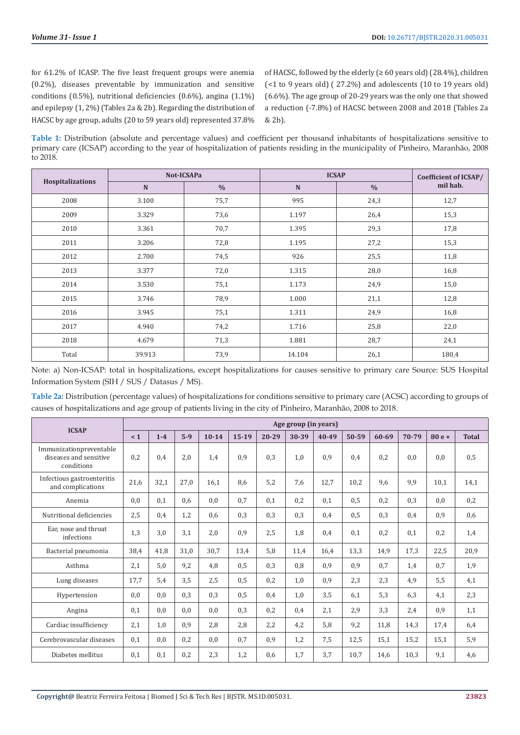for 61.2% of ICASP. The five least frequent groups were anemia (0.2%), diseases preventable by immunization and sensitive conditions (0.5%), nutritional deficiencies (0.6%), angina (1.1%) and epilepsy (1, 2%) (Tables 2a & 2b). Regarding the distribution of HACSC by age group, adults (20 to 59 years old) represented 37.8% of HACSC, followed by the elderly (≥ 60 years old) (28.4%), children (<1 to 9 years old) ( 27.2%) and adolescents (10 to 19 years old) (6.6%). The age group of 20-29 years was the only one that showed a reduction (-7.8%) of HACSC between 2008 and 2018 (Tables 2a & 2b).

**Table 1:** Distribution (absolute and percentage values) and coefficient per thousand inhabitants of hospitalizations sensitive to primary care (ICSAP) according to the year of hospitalization of patients residing in the municipality of Pinheiro, Maranhão, 2008 to 2018.

| Hospitalizations | Not-ICSAPa | | ICSAP | | Coefficient of ICSAP/ mil hab. |
|---|---|---|---|---|---|
| | N | % | N | % | |
| 2008 | 3.100 | 75,7 | 995 | 24,3 | 12,7 |
| 2009 | 3.329 | 73,6 | 1.197 | 26,4 | 15,3 |
| 2010 | 3.361 | 70,7 | 1.395 | 29,3 | 17,8 |
| 2011 | 3.206 | 72,8 | 1.195 | 27,2 | 15,3 |
| 2012 | 2.700 | 74,5 | 926 | 25,5 | 11,8 |
| 2013 | 3.377 | 72,0 | 1.315 | 28,0 | 16,8 |
| 2014 | 3.530 | 75,1 | 1.173 | 24,9 | 15,0 |
| 2015 | 3.746 | 78,9 | 1.000 | 21,1 | 12,8 |
| 2016 | 3.945 | 75,1 | 1.311 | 24,9 | 16,8 |
| 2017 | 4.940 | 74,2 | 1.716 | 25,8 | 22,0 |
| 2018 | 4.679 | 71,3 | 1.881 | 28,7 | 24,1 |
| Total | 39.913 | 73,9 | 14.104 | 26,1 | 180,4 |

Note: a) Non-ICSAP: total in hospitalizations, except hospitalizations for causes sensitive to primary care Source: SUS Hospital Information System (SIH / SUS / Datasus / MS).

**Table 2a:** Distribution (percentage values) of hospitalizations for conditions sensitive to primary care (ACSC) according to groups of causes of hospitalizations and age group of patients living in the city of Pinheiro, Maranhão, 2008 to 2018.

| ICSAP | Age group (in years) | | | | | | | | | | | | |
|---|---|---|---|---|---|---|---|---|---|---|---|---|---|
| | < 1 | 1-4 | 5-9 | 10-14 | 15-19 | 20-29 | 30-39 | 40-49 | 50-59 | 60-69 | 70-79 | 80 e + | Total |
| Immunizationpreventable diseases and sensitive conditions | 0,2 | 0,4 | 2,0 | 1,4 | 0,9 | 0,3 | 1,0 | 0,9 | 0,4 | 0,2 | 0,0 | 0,0 | 0,5 |
| Infectious gastroenteritis and complications | 21,6 | 32,1 | 27,0 | 16,1 | 8,6 | 5,2 | 7,6 | 12,7 | 10,2 | 9,6 | 9,9 | 10,1 | 14,1 |
| Anemia | 0,0 | 0,1 | 0,6 | 0,0 | 0,7 | 0,1 | 0,2 | 0,1 | 0,5 | 0,2 | 0,3 | 0,0 | 0,2 |
| Nutritional deficiencies | 2,5 | 0,4 | 1,2 | 0,6 | 0,3 | 0,3 | 0,3 | 0,4 | 0,5 | 0,3 | 0,4 | 0,9 | 0,6 |
| Ear, nose and throat infections | 1,3 | 3,0 | 3,1 | 2,0 | 0,9 | 2,5 | 1,8 | 0,4 | 0,1 | 0,2 | 0,1 | 0,2 | 1,4 |
| Bacterial pneumonia | 38,4 | 41,8 | 31,0 | 30,7 | 13,4 | 5,8 | 11,4 | 16,4 | 13,3 | 14,9 | 17,3 | 22,5 | 20,9 |
| Asthma | 2,1 | 5,0 | 9,2 | 4,8 | 0,5 | 0,3 | 0,8 | 0,9 | 0,9 | 0,7 | 1,4 | 0,7 | 1,9 |
| Lung diseases | 17,7 | 5,4 | 3,5 | 2,5 | 0,5 | 0,2 | 1,0 | 0,9 | 2,3 | 2,3 | 4,9 | 5,5 | 4,1 |
| Hypertension | 0,0 | 0,0 | 0,3 | 0,3 | 0,5 | 0,4 | 1,0 | 3,5 | 6,1 | 5,3 | 6,3 | 4,1 | 2,3 |
| Angina | 0,1 | 0,0 | 0,0 | 0,0 | 0,3 | 0,2 | 0,4 | 2,1 | 2,9 | 3,3 | 2,4 | 0,9 | 1,1 |
| Cardiac insufficiency | 2,1 | 1,0 | 0,9 | 2,8 | 2,8 | 2,2 | 4,2 | 5,8 | 9,2 | 11,8 | 14,3 | 17,4 | 6,4 |
| Cerebrovascular diseases | 0,1 | 0,0 | 0,2 | 0,0 | 0,7 | 0,9 | 1,2 | 7,5 | 12,5 | 15,1 | 15,2 | 15,1 | 5,9 |
| Diabetes mellitus | 0,1 | 0,1 | 0,2 | 2,3 | 1,2 | 0,6 | 1,7 | 3,7 | 10,7 | 14,6 | 10,3 | 9,1 | 4,6 |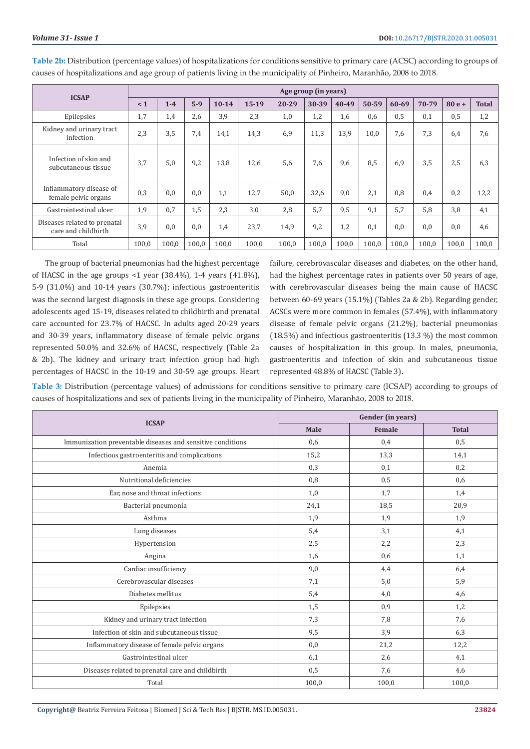**Table 2b:** Distribution (percentage values) of hospitalizations for conditions sensitive to primary care (ACSC) according to groups of causes of hospitalizations and age group of patients living in the municipality of Pinheiro, Maranhão, 2008 to 2018.

| ICSAP | Age group (in years) | | | | | | | | | | | | |
|---|---|---|---|---|---|---|---|---|---|---|---|---|---|
| | < 1 | 1-4 | 5-9 | 10-14 | 15-19 | 20-29 | 30-39 | 40-49 | 50-59 | 60-69 | 70-79 | 80 e + | Total |
| Epilepsies | 1,7 | 1,4 | 2,6 | 3,9 | 2,3 | 1,0 | 1,2 | 1,6 | 0,6 | 0,5 | 0,1 | 0,5 | 1,2 |
| Kidney and urinary tract infection | 2,3 | 3,5 | 7,4 | 14,1 | 14,3 | 6,9 | 11,3 | 13,9 | 10,0 | 7,6 | 7,3 | 6,4 | 7,6 |
| Infection of skin and subcutaneous tissue | 3,7 | 5,0 | 9,2 | 13,8 | 12,6 | 5,6 | 7,6 | 9,6 | 8,5 | 6,9 | 3,5 | 2,5 | 6,3 |
| Inflammatory disease of female pelvic organs | 0,3 | 0,0 | 0,0 | 1,1 | 12,7 | 50,0 | 32,6 | 9,0 | 2,1 | 0,8 | 0,4 | 0,2 | 12,2 |
| Gastrointestinal ulcer | 1,9 | 0,7 | 1,5 | 2,3 | 3,0 | 2,8 | 5,7 | 9,5 | 9,1 | 5,7 | 5,8 | 3,8 | 4,1 |
| Diseases related to prenatal care and childbirth | 3,9 | 0,0 | 0,0 | 1,4 | 23,7 | 14,9 | 9,2 | 1,2 | 0,1 | 0,0 | 0,0 | 0,0 | 4,6 |
| Total | 100,0 | 100,0 | 100,0 | 100,0 | 100,0 | 100,0 | 100,0 | 100,0 | 100,0 | 100,0 | 100,0 | 100,0 | 100,0 |

The group of bacterial pneumonias had the highest percentage of HACSC in the age groups <1 year (38.4%), 1-4 years (41.8%), 5-9 (31.0%) and 10-14 years (30.7%); infectious gastroenteritis was the second largest diagnosis in these age groups. Considering adolescents aged 15-19, diseases related to childbirth and prenatal care accounted for 23.7% of HACSC. In adults aged 20-29 years and 30-39 years, inflammatory disease of female pelvic organs represented 50.0% and 32.6% of HACSC, respectively (Table 2a & 2b). The kidney and urinary tract infection group had high percentages of HACSC in the 10-19 and 30-59 age groups. Heart failure, cerebrovascular diseases and diabetes, on the other hand, had the highest percentage rates in patients over 50 years of age, with cerebrovascular diseases being the main cause of HACSC between 60-69 years (15.1%) (Tables 2a & 2b). Regarding gender, ACSCs were more common in females (57.4%), with inflammatory disease of female pelvic organs (21.2%), bacterial pneumonias (18.5%) and infectious gastroenteritis (13.3 %) the most common causes of hospitalization in this group. In males, pneumonia, gastroenteritis and infection of skin and subcutaneous tissue represented 48.8% of HACSC (Table 3).

**Table 3:** Distribution (percentage values) of admissions for conditions sensitive to primary care (ICSAP) according to groups of causes of hospitalizations and sex of patients living in the municipality of Pinheiro, Maranhão, 2008 to 2018.

| ICSAP | Gender (in years) | | |
|---|---|---|---|
| | Male | Female | Total |
| Immunization preventable diseases and sensitive conditions | 0,6 | 0,4 | 0,5 |
| Infectious gastroenteritis and complications | 15,2 | 13,3 | 14,1 |
| Anemia | 0,3 | 0,1 | 0,2 |
| Nutritional deficiencies | 0,8 | 0,5 | 0,6 |
| Ear, nose and throat infections | 1,0 | 1,7 | 1,4 |
| Bacterial pneumonia | 24,1 | 18,5 | 20,9 |
| Asthma | 1,9 | 1,9 | 1,9 |
| Lung diseases | 5,4 | 3,1 | 4,1 |
| Hypertension | 2,5 | 2,2 | 2,3 |
| Angina | 1,6 | 0,6 | 1,1 |
| Cardiac insufficiency | 9,0 | 4,4 | 6,4 |
| Cerebrovascular diseases | 7,1 | 5,0 | 5,9 |
| Diabetes mellitus | 5,4 | 4,0 | 4,6 |
| Epilepsies | 1,5 | 0,9 | 1,2 |
| Kidney and urinary tract infection | 7,3 | 7,8 | 7,6 |
| Infection of skin and subcutaneous tissue | 9,5 | 3,9 | 6,3 |
| Inflammatory disease of female pelvic organs | 0,0 | 21,2 | 12,2 |
| Gastrointestinal ulcer | 6,1 | 2,6 | 4,1 |
| Diseases related to prenatal care and childbirth | 0,5 | 7,6 | 4,6 |
| Total | 100,0 | 100,0 | 100,0 |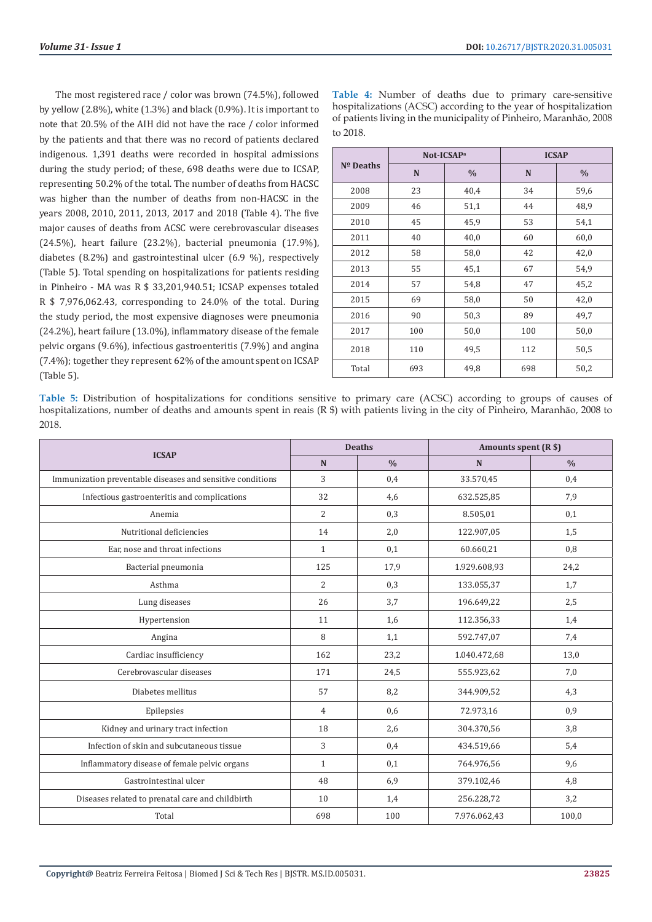The most registered race / color was brown (74.5%), followed by yellow (2.8%), white (1.3%) and black (0.9%). It is important to note that 20.5% of the AIH did not have the race / color informed by the patients and that there was no record of patients declared indigenous. 1,391 deaths were recorded in hospital admissions during the study period; of these, 698 deaths were due to ICSAP, representing 50.2% of the total. The number of deaths from HACSC was higher than the number of deaths from non-HACSC in the years 2008, 2010, 2011, 2013, 2017 and 2018 (Table 4). The five major causes of deaths from ACSC were cerebrovascular diseases (24.5%), heart failure (23.2%), bacterial pneumonia (17.9%), diabetes (8.2%) and gastrointestinal ulcer (6.9 %), respectively (Table 5). Total spending on hospitalizations for patients residing in Pinheiro - MA was R $ 33,201,940.51; ICSAP expenses totaled R $ 7,976,062.43, corresponding to 24.0% of the total. During the study period, the most expensive diagnoses were pneumonia (24.2%), heart failure (13.0%), inflammatory disease of the female pelvic organs (9.6%), infectious gastroenteritis (7.9%) and angina (7.4%); together they represent 62% of the amount spent on ICSAP (Table 5).

**Table 4:** Number of deaths due to primary care-sensitive hospitalizations (ACSC) according to the year of hospitalization of patients living in the municipality of Pinheiro, Maranhão, 2008 to 2018.

| Nº Deaths | Not-ICSAP[a] | | ICSAP | |
|---|---|---|---|---|
| | N | % | N | % |
| 2008 | 23 | 40,4 | 34 | 59,6 |
| 2009 | 46 | 51,1 | 44 | 48,9 |
| 2010 | 45 | 45,9 | 53 | 54,1 |
| 2011 | 40 | 40,0 | 60 | 60,0 |
| 2012 | 58 | 58,0 | 42 | 42,0 |
| 2013 | 55 | 45,1 | 67 | 54,9 |
| 2014 | 57 | 54,8 | 47 | 45,2 |
| 2015 | 69 | 58,0 | 50 | 42,0 |
| 2016 | 90 | 50,3 | 89 | 49,7 |
| 2017 | 100 | 50,0 | 100 | 50,0 |
| 2018 | 110 | 49,5 | 112 | 50,5 |
| Total | 693 | 49,8 | 698 | 50,2 |

**Table 5:** Distribution of hospitalizations for conditions sensitive to primary care (ACSC) according to groups of causes of hospitalizations, number of deaths and amounts spent in reais (R $) with patients living in the city of Pinheiro, Maranhão, 2008 to 2018.

| ICSAP | Deaths | | Amounts spent (R $) | |
|---|---|---|---|---|
| | N | % | N | % |
| Immunization preventable diseases and sensitive conditions | 3 | 0,4 | 33.570,45 | 0,4 |
| Infectious gastroenteritis and complications | 32 | 4,6 | 632.525,85 | 7,9 |
| Anemia | 2 | 0,3 | 8.505,01 | 0,1 |
| Nutritional deficiencies | 14 | 2,0 | 122.907,05 | 1,5 |
| Ear, nose and throat infections | 1 | 0,1 | 60.660,21 | 0,8 |
| Bacterial pneumonia | 125 | 17,9 | 1.929.608,93 | 24,2 |
| Asthma | 2 | 0,3 | 133.055,37 | 1,7 |
| Lung diseases | 26 | 3,7 | 196.649,22 | 2,5 |
| Hypertension | 11 | 1,6 | 112.356,33 | 1,4 |
| Angina | 8 | 1,1 | 592.747,07 | 7,4 |
| Cardiac insufficiency | 162 | 23,2 | 1.040.472,68 | 13,0 |
| Cerebrovascular diseases | 171 | 24,5 | 555.923,62 | 7,0 |
| Diabetes mellitus | 57 | 8,2 | 344.909,52 | 4,3 |
| Epilepsies | 4 | 0,6 | 72.973,16 | 0,9 |
| Kidney and urinary tract infection | 18 | 2,6 | 304.370,56 | 3,8 |
| Infection of skin and subcutaneous tissue | 3 | 0,4 | 434.519,66 | 5,4 |
| Inflammatory disease of female pelvic organs | 1 | 0,1 | 764.976,56 | 9,6 |
| Gastrointestinal ulcer | 48 | 6,9 | 379.102,46 | 4,8 |
| Diseases related to prenatal care and childbirth | 10 | 1,4 | 256.228,72 | 3,2 |
| Total | 698 | 100 | 7.976.062,43 | 100,0 |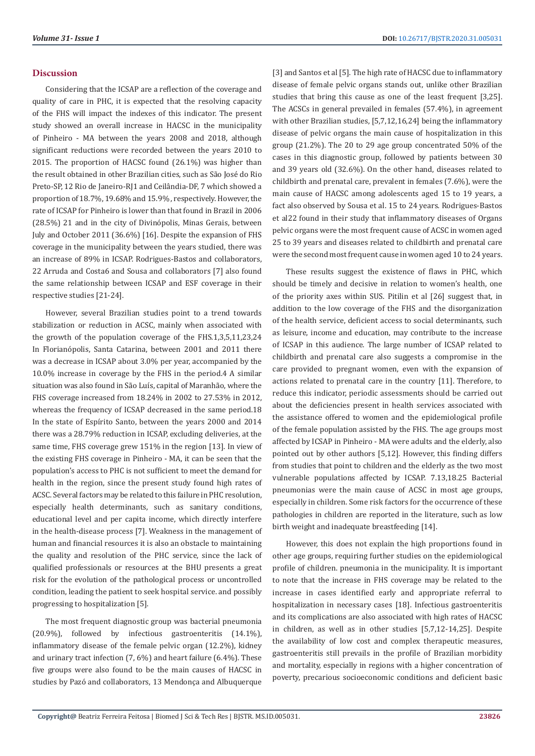## Discussion

Considering that the ICSAP are a reflection of the coverage and quality of care in PHC, it is expected that the resolving capacity of the FHS will impact the indexes of this indicator. The present study showed an overall increase in HACSC in the municipality of Pinheiro - MA between the years 2008 and 2018, although significant reductions were recorded between the years 2010 to 2015. The proportion of HACSC found (26.1%) was higher than the result obtained in other Brazilian cities, such as São José do Rio Preto-SP, 12 Rio de Janeiro-RJ1 and Ceilândia-DF, 7 which showed a proportion of 18.7%, 19.68% and 15.9%, respectively. However, the rate of ICSAP for Pinheiro is lower than that found in Brazil in 2006 (28.5%) 21 and in the city of Divinópolis, Minas Gerais, between July and October 2011 (36.6%) [16]. Despite the expansion of FHS coverage in the municipality between the years studied, there was an increase of 89% in ICSAP. Rodrigues-Bastos and collaborators, 22 Arruda and Costa6 and Sousa and collaborators [7] also found the same relationship between ICSAP and ESF coverage in their respective studies [21-24].

However, several Brazilian studies point to a trend towards stabilization or reduction in ACSC, mainly when associated with the growth of the population coverage of the FHS.1,3,5,11,23,24 In Florianópolis, Santa Catarina, between 2001 and 2011 there was a decrease in ICSAP about 3.0% per year, accompanied by the 10.0% increase in coverage by the FHS in the period.4 A similar situation was also found in São Luís, capital of Maranhão, where the FHS coverage increased from 18.24% in 2002 to 27.53% in 2012, whereas the frequency of ICSAP decreased in the same period.18 In the state of Espírito Santo, between the years 2000 and 2014 there was a 28.79% reduction in ICSAP, excluding deliveries, at the same time, FHS coverage grew 151% in the region [13]. In view of the existing FHS coverage in Pinheiro - MA, it can be seen that the population's access to PHC is not sufficient to meet the demand for health in the region, since the present study found high rates of ACSC. Several factors may be related to this failure in PHC resolution, especially health determinants, such as sanitary conditions, educational level and per capita income, which directly interfere in the health-disease process [7]. Weakness in the management of human and financial resources it is also an obstacle to maintaining the quality and resolution of the PHC service, since the lack of qualified professionals or resources at the BHU presents a great risk for the evolution of the pathological process or uncontrolled condition, leading the patient to seek hospital service. and possibly progressing to hospitalization [5].

The most frequent diagnostic group was bacterial pneumonia (20.9%), followed by infectious gastroenteritis (14.1%), inflammatory disease of the female pelvic organ (12.2%), kidney and urinary tract infection (7, 6%) and heart failure (6.4%). These five groups were also found to be the main causes of HACSC in studies by Pazó and collaborators, 13 Mendonça and Albuquerque [3] and Santos et al [5]. The high rate of HACSC due to inflammatory disease of female pelvic organs stands out, unlike other Brazilian studies that bring this cause as one of the least frequent [3,25]. The ACSCs in general prevailed in females (57.4%), in agreement with other Brazilian studies, [5,7,12,16,24] being the inflammatory disease of pelvic organs the main cause of hospitalization in this group (21.2%). The 20 to 29 age group concentrated 50% of the cases in this diagnostic group, followed by patients between 30 and 39 years old (32.6%). On the other hand, diseases related to childbirth and prenatal care, prevalent in females (7.6%), were the main cause of HACSC among adolescents aged 15 to 19 years, a fact also observed by Sousa et al. 15 to 24 years. Rodrigues-Bastos et al22 found in their study that inflammatory diseases of Organs pelvic organs were the most frequent cause of ACSC in women aged 25 to 39 years and diseases related to childbirth and prenatal care were the second most frequent cause in women aged 10 to 24 years.

These results suggest the existence of flaws in PHC, which should be timely and decisive in relation to women's health, one of the priority axes within SUS. Pitilin et al [26] suggest that, in addition to the low coverage of the FHS and the disorganization of the health service, deficient access to social determinants, such as leisure, income and education, may contribute to the increase of ICSAP in this audience. The large number of ICSAP related to childbirth and prenatal care also suggests a compromise in the care provided to pregnant women, even with the expansion of actions related to prenatal care in the country [11]. Therefore, to reduce this indicator, periodic assessments should be carried out about the deficiencies present in health services associated with the assistance offered to women and the epidemiological profile of the female population assisted by the FHS. The age groups most affected by ICSAP in Pinheiro - MA were adults and the elderly, also pointed out by other authors [5,12]. However, this finding differs from studies that point to children and the elderly as the two most vulnerable populations affected by ICSAP. 7.13,18.25 Bacterial pneumonias were the main cause of ACSC in most age groups, especially in children. Some risk factors for the occurrence of these pathologies in children are reported in the literature, such as low birth weight and inadequate breastfeeding [14].

However, this does not explain the high proportions found in other age groups, requiring further studies on the epidemiological profile of children. pneumonia in the municipality. It is important to note that the increase in FHS coverage may be related to the increase in cases identified early and appropriate referral to hospitalization in necessary cases [18]. Infectious gastroenteritis and its complications are also associated with high rates of HACSC in children, as well as in other studies [5,7,12-14,25]. Despite the availability of low cost and complex therapeutic measures, gastroenteritis still prevails in the profile of Brazilian morbidity and mortality, especially in regions with a higher concentration of poverty, precarious socioeconomic conditions and deficient basic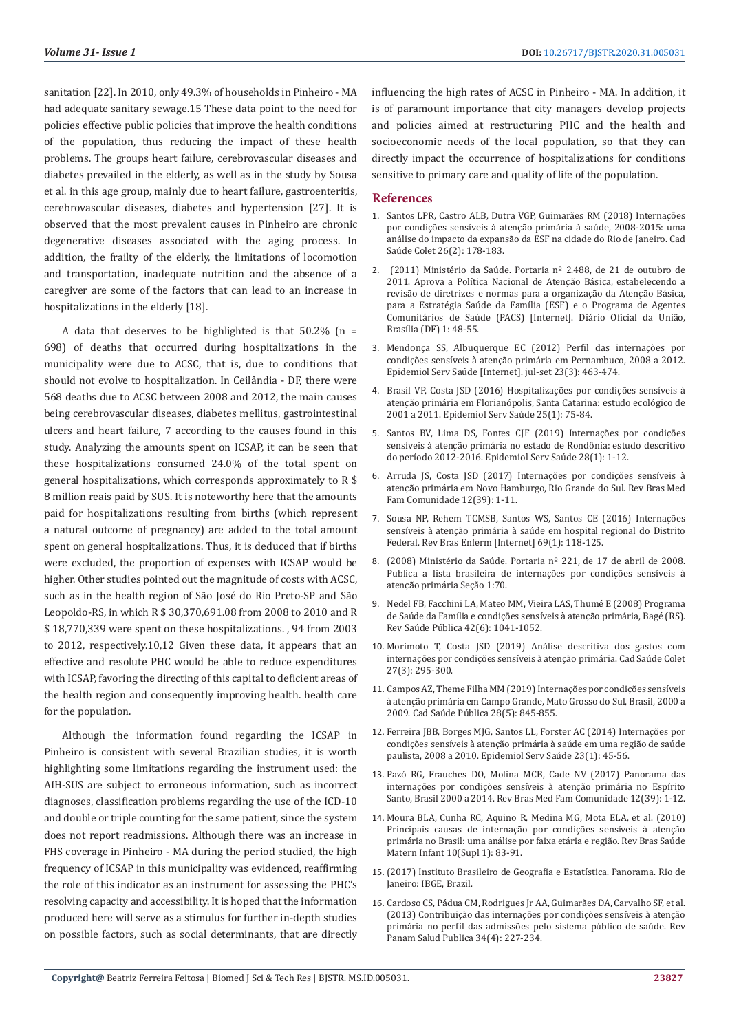sanitation [22]. In 2010, only 49.3% of households in Pinheiro - MA had adequate sanitary sewage.15 These data point to the need for policies effective public policies that improve the health conditions of the population, thus reducing the impact of these health problems. The groups heart failure, cerebrovascular diseases and diabetes prevailed in the elderly, as well as in the study by Sousa et al. in this age group, mainly due to heart failure, gastroenteritis, cerebrovascular diseases, diabetes and hypertension [27]. It is observed that the most prevalent causes in Pinheiro are chronic degenerative diseases associated with the aging process. In addition, the frailty of the elderly, the limitations of locomotion and transportation, inadequate nutrition and the absence of a caregiver are some of the factors that can lead to an increase in hospitalizations in the elderly [18].

A data that deserves to be highlighted is that 50.2% (n = 698) of deaths that occurred during hospitalizations in the municipality were due to ACSC, that is, due to conditions that should not evolve to hospitalization. In Ceilândia - DF, there were 568 deaths due to ACSC between 2008 and 2012, the main causes being cerebrovascular diseases, diabetes mellitus, gastrointestinal ulcers and heart failure, 7 according to the causes found in this study. Analyzing the amounts spent on ICSAP, it can be seen that these hospitalizations consumed 24.0% of the total spent on general hospitalizations, which corresponds approximately to R $ 8 million reais paid by SUS. It is noteworthy here that the amounts paid for hospitalizations resulting from births (which represent a natural outcome of pregnancy) are added to the total amount spent on general hospitalizations. Thus, it is deduced that if births were excluded, the proportion of expenses with ICSAP would be higher. Other studies pointed out the magnitude of costs with ACSC, such as in the health region of São José do Rio Preto-SP and São Leopoldo-RS, in which R $ 30,370,691.08 from 2008 to 2010 and R $ 18,770,339 were spent on these hospitalizations. , 94 from 2003 to 2012, respectively.10,12 Given these data, it appears that an effective and resolute PHC would be able to reduce expenditures with ICSAP, favoring the directing of this capital to deficient areas of the health region and consequently improving health. health care for the population.

Although the information found regarding the ICSAP in Pinheiro is consistent with several Brazilian studies, it is worth highlighting some limitations regarding the instrument used: the AIH-SUS are subject to erroneous information, such as incorrect diagnoses, classification problems regarding the use of the ICD-10 and double or triple counting for the same patient, since the system does not report readmissions. Although there was an increase in FHS coverage in Pinheiro - MA during the period studied, the high frequency of ICSAP in this municipality was evidenced, reaffirming the role of this indicator as an instrument for assessing the PHC's resolving capacity and accessibility. It is hoped that the information produced here will serve as a stimulus for further in-depth studies on possible factors, such as social determinants, that are directly influencing the high rates of ACSC in Pinheiro - MA. In addition, it is of paramount importance that city managers develop projects and policies aimed at restructuring PHC and the health and socioeconomic needs of the local population, so that they can directly impact the occurrence of hospitalizations for conditions sensitive to primary care and quality of life of the population.

## References

1. Santos LPR, Castro ALB, Dutra VGP, Guimarães RM (2018) Internações por condições sensíveis à atenção primária à saúde, 2008-2015: uma análise do impacto da expansão da ESF na cidade do Rio de Janeiro. Cad Saúde Colet 26(2): 178-183.
2. (2011) Ministério da Saúde. Portaria nº 2.488, de 21 de outubro de 2011. Aprova a Política Nacional de Atenção Básica, estabelecendo a revisão de diretrizes e normas para a organização da Atenção Básica, para a Estratégia Saúde da Família (ESF) e o Programa de Agentes Comunitários de Saúde (PACS) [Internet]. Diário Oficial da União, Brasília (DF) 1: 48-55.
3. Mendonça SS, Albuquerque EC (2012) Perfil das internações por condições sensíveis à atenção primária em Pernambuco, 2008 a 2012. Epidemiol Serv Saúde [Internet]. jul-set 23(3): 463-474.
4. Brasil VP, Costa JSD (2016) Hospitalizações por condições sensíveis à atenção primária em Florianópolis, Santa Catarina: estudo ecológico de 2001 a 2011. Epidemiol Serv Saúde 25(1): 75-84.
5. Santos BV, Lima DS, Fontes CJF (2019) Internações por condições sensíveis à atenção primária no estado de Rondônia: estudo descritivo do período 2012-2016. Epidemiol Serv Saúde 28(1): 1-12.
6. Arruda JS, Costa JSD (2017) Internações por condições sensíveis à atenção primária em Novo Hamburgo, Rio Grande do Sul. Rev Bras Med Fam Comunidade 12(39): 1-11.
7. Sousa NP, Rehem TCMSB, Santos WS, Santos CE (2016) Internações sensíveis à atenção primária à saúde em hospital regional do Distrito Federal. Rev Bras Enferm [Internet] 69(1): 118-125.
8. (2008) Ministério da Saúde. Portaria nº 221, de 17 de abril de 2008. Publica a lista brasileira de internações por condições sensíveis à atenção primária Seção 1:70.
9. Nedel FB, Facchini LA, Mateo MM, Vieira LAS, Thumé E (2008) Programa de Saúde da Família e condições sensíveis à atenção primária, Bagé (RS). Rev Saúde Pública 42(6): 1041-1052.
10. Morimoto T, Costa JSD (2019) Análise descritiva dos gastos com internações por condições sensíveis à atenção primária. Cad Saúde Colet 27(3): 295-300.
11. Campos AZ, Theme Filha MM (2019) Internações por condições sensíveis à atenção primária em Campo Grande, Mato Grosso do Sul, Brasil, 2000 a 2009. Cad Saúde Pública 28(5): 845-855.
12. Ferreira JBB, Borges MJG, Santos LL, Forster AC (2014) Internações por condições sensíveis à atenção primária à saúde em uma região de saúde paulista, 2008 a 2010. Epidemiol Serv Saúde 23(1): 45-56.
13. Pazó RG, Frauches DO, Molina MCB, Cade NV (2017) Panorama das internações por condições sensíveis à atenção primária no Espírito Santo, Brasil 2000 a 2014. Rev Bras Med Fam Comunidade 12(39): 1-12.
14. Moura BLA, Cunha RC, Aquino R, Medina MG, Mota ELA, et al. (2010) Principais causas de internação por condições sensíveis à atenção primária no Brasil: uma análise por faixa etária e região. Rev Bras Saúde Matern Infant 10(Supl 1): 83-91.
15. (2017) Instituto Brasileiro de Geografia e Estatística. Panorama. Rio de Janeiro: IBGE, Brazil.
16. Cardoso CS, Pádua CM, Rodrigues Jr AA, Guimarães DA, Carvalho SF, et al. (2013) Contribuição das internações por condições sensíveis à atenção primária no perfil das admissões pelo sistema público de saúde. Rev Panam Salud Publica 34(4): 227-234.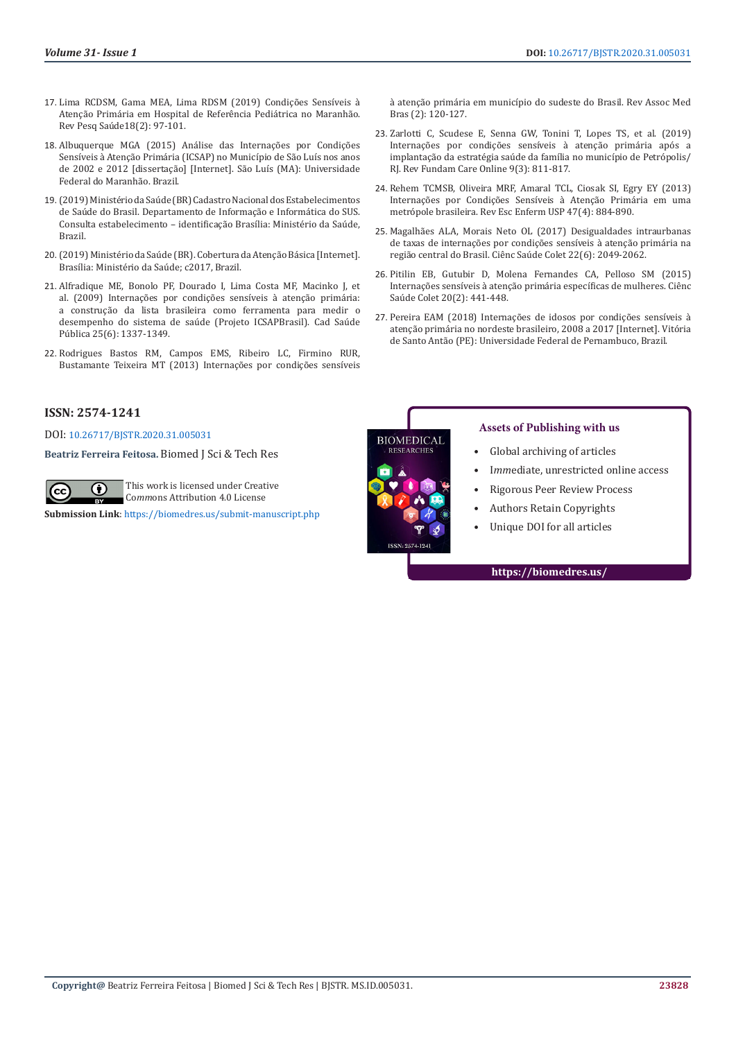17. Lima RCDSM, Gama MEA, Lima RDSM (2019) Condições Sensíveis à Atenção Primária em Hospital de Referência Pediátrica no Maranhão. Rev Pesq Saúde18(2): 97-101.
18. Albuquerque MGA (2015) Análise das Internações por Condições Sensíveis à Atenção Primária (ICSAP) no Município de São Luís nos anos de 2002 e 2012 [dissertação] [Internet]. São Luís (MA): Universidade Federal do Maranhão. Brazil.
19. (2019) Ministério da Saúde (BR) Cadastro Nacional dos Estabelecimentos de Saúde do Brasil. Departamento de Informação e Informática do SUS. Consulta estabelecimento – identificação Brasília: Ministério da Saúde, Brazil.
20. (2019) Ministério da Saúde (BR). Cobertura da Atenção Básica [Internet]. Brasília: Ministério da Saúde; c2017, Brazil.
21. Alfradique ME, Bonolo PF, Dourado I, Lima Costa MF, Macinko J, et al. (2009) Internações por condições sensíveis à atenção primária: a construção da lista brasileira como ferramenta para medir o desempenho do sistema de saúde (Projeto ICSAPBrasil). Cad Saúde Pública 25(6): 1337-1349.
22. Rodrigues Bastos RM, Campos EMS, Ribeiro LC, Firmino RUR, Bustamante Teixeira MT (2013) Internações por condições sensíveis à atenção primária em município do sudeste do Brasil. Rev Assoc Med Bras (2): 120-127.
23. Zarlotti C, Scudese E, Senna GW, Tonini T, Lopes TS, et al. (2019) Internações por condições sensíveis à atenção primária após a implantação da estratégia saúde da família no município de Petrópolis/RJ. Rev Fundam Care Online 9(3): 811-817.
24. Rehem TCMSB, Oliveira MRF, Amaral TCL, Ciosak SI, Egry EY (2013) Internações por Condições Sensíveis à Atenção Primária em uma metrópole brasileira. Rev Esc Enferm USP 47(4): 884-890.
25. Magalhães ALA, Morais Neto OL (2017) Desigualdades intraurbanas de taxas de internações por condições sensíveis à atenção primária na região central do Brasil. Ciênc Saúde Colet 22(6): 2049-2062.
26. Pitilin EB, Gutubir D, Molena Fernandes CA, Pelloso SM (2015) Internações sensíveis à atenção primária específicas de mulheres. Ciênc Saúde Colet 20(2): 441-448.
27. Pereira EAM (2018) Internações de idosos por condições sensíveis à atenção primária no nordeste brasileiro, 2008 a 2017 [Internet]. Vitória de Santo Antão (PE): Universidade Federal de Pernambuco, Brazil.

**ISSN: 2574-1241**

DOI: 10.26717/BJSTR.2020.31.005031

**Beatriz Ferreira Feitosa.** Biomed J Sci & Tech Res

This work is licensed under Creative Commons Attribution 4.0 License

**Submission Link**: https://biomedres.us/submit-manuscript.php

**Assets of Publishing with us**

- Global archiving of articles
- Immediate, unrestricted online access
- Rigorous Peer Review Process
- Authors Retain Copyrights
- Unique DOI for all articles

**https://biomedres.us/**